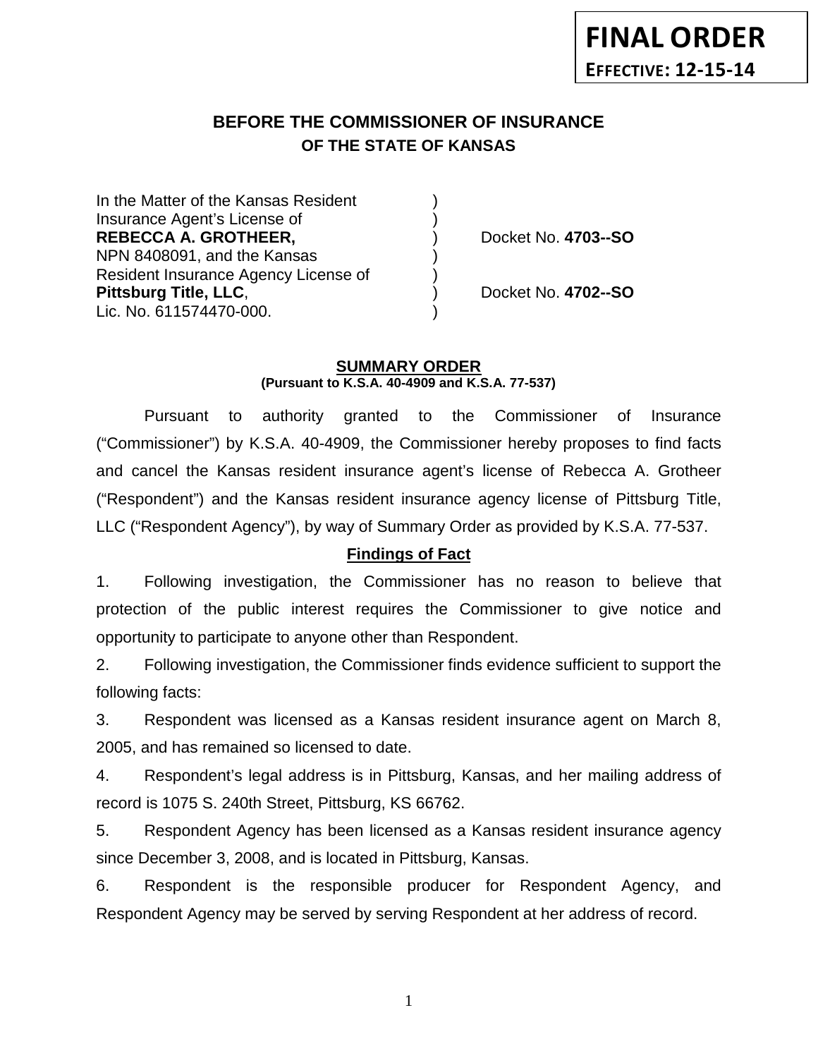**FINAL ORDER**
**EFFECTIVE: 12-15-14**

# BEFORE THE COMMISSIONER OF INSURANCE
## OF THE STATE OF KANSAS

| | | |
|---|---|---|
| In the Matter of the Kansas Resident | ) | |
| Insurance Agent's License of | ) | |
| **REBECCA A. GROTHEER,** | ) | Docket No. **4703--SO** |
| NPN 8408091, and the Kansas | ) | |
| Resident Insurance Agency License of | ) | |
| **Pittsburg Title, LLC**, | ) | Docket No. **4702--SO** |
| Lic. No. 611574470-000. | ) | |

**SUMMARY ORDER**
**(Pursuant to K.S.A. 40-4909 and K.S.A. 77-537)**

Pursuant to authority granted to the Commissioner of Insurance ("Commissioner") by K.S.A. 40-4909, the Commissioner hereby proposes to find facts and cancel the Kansas resident insurance agent's license of Rebecca A. Grotheer ("Respondent") and the Kansas resident insurance agency license of Pittsburg Title, LLC ("Respondent Agency"), by way of Summary Order as provided by K.S.A. 77-537.

**Findings of Fact**

1. Following investigation, the Commissioner has no reason to believe that protection of the public interest requires the Commissioner to give notice and opportunity to participate to anyone other than Respondent.

2. Following investigation, the Commissioner finds evidence sufficient to support the following facts:

3. Respondent was licensed as a Kansas resident insurance agent on March 8, 2005, and has remained so licensed to date.

4. Respondent's legal address is in Pittsburg, Kansas, and her mailing address of record is 1075 S. 240th Street, Pittsburg, KS 66762.

5. Respondent Agency has been licensed as a Kansas resident insurance agency since December 3, 2008, and is located in Pittsburg, Kansas.

6. Respondent is the responsible producer for Respondent Agency, and Respondent Agency may be served by serving Respondent at her address of record.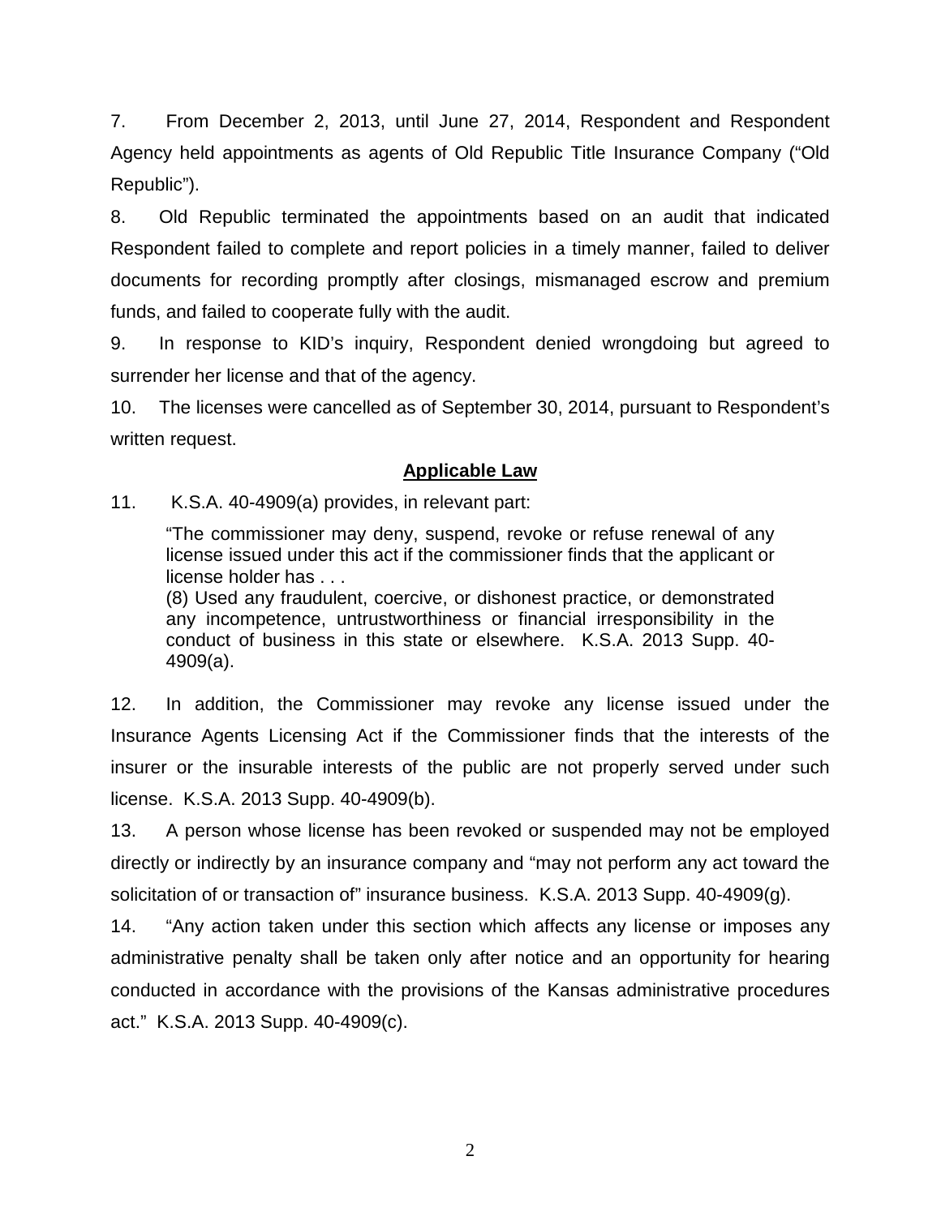7. From December 2, 2013, until June 27, 2014, Respondent and Respondent Agency held appointments as agents of Old Republic Title Insurance Company ("Old Republic").

8. Old Republic terminated the appointments based on an audit that indicated Respondent failed to complete and report policies in a timely manner, failed to deliver documents for recording promptly after closings, mismanaged escrow and premium funds, and failed to cooperate fully with the audit.

9. In response to KID's inquiry, Respondent denied wrongdoing but agreed to surrender her license and that of the agency.

10. The licenses were cancelled as of September 30, 2014, pursuant to Respondent's written request.

## Applicable Law

11. K.S.A. 40-4909(a) provides, in relevant part:

> "The commissioner may deny, suspend, revoke or refuse renewal of any license issued under this act if the commissioner finds that the applicant or license holder has . . .
> (8) Used any fraudulent, coercive, or dishonest practice, or demonstrated any incompetence, untrustworthiness or financial irresponsibility in the conduct of business in this state or elsewhere. K.S.A. 2013 Supp. 40-4909(a).

12. In addition, the Commissioner may revoke any license issued under the Insurance Agents Licensing Act if the Commissioner finds that the interests of the insurer or the insurable interests of the public are not properly served under such license. K.S.A. 2013 Supp. 40-4909(b).

13. A person whose license has been revoked or suspended may not be employed directly or indirectly by an insurance company and "may not perform any act toward the solicitation of or transaction of" insurance business. K.S.A. 2013 Supp. 40-4909(g).

14. "Any action taken under this section which affects any license or imposes any administrative penalty shall be taken only after notice and an opportunity for hearing conducted in accordance with the provisions of the Kansas administrative procedures act." K.S.A. 2013 Supp. 40-4909(c).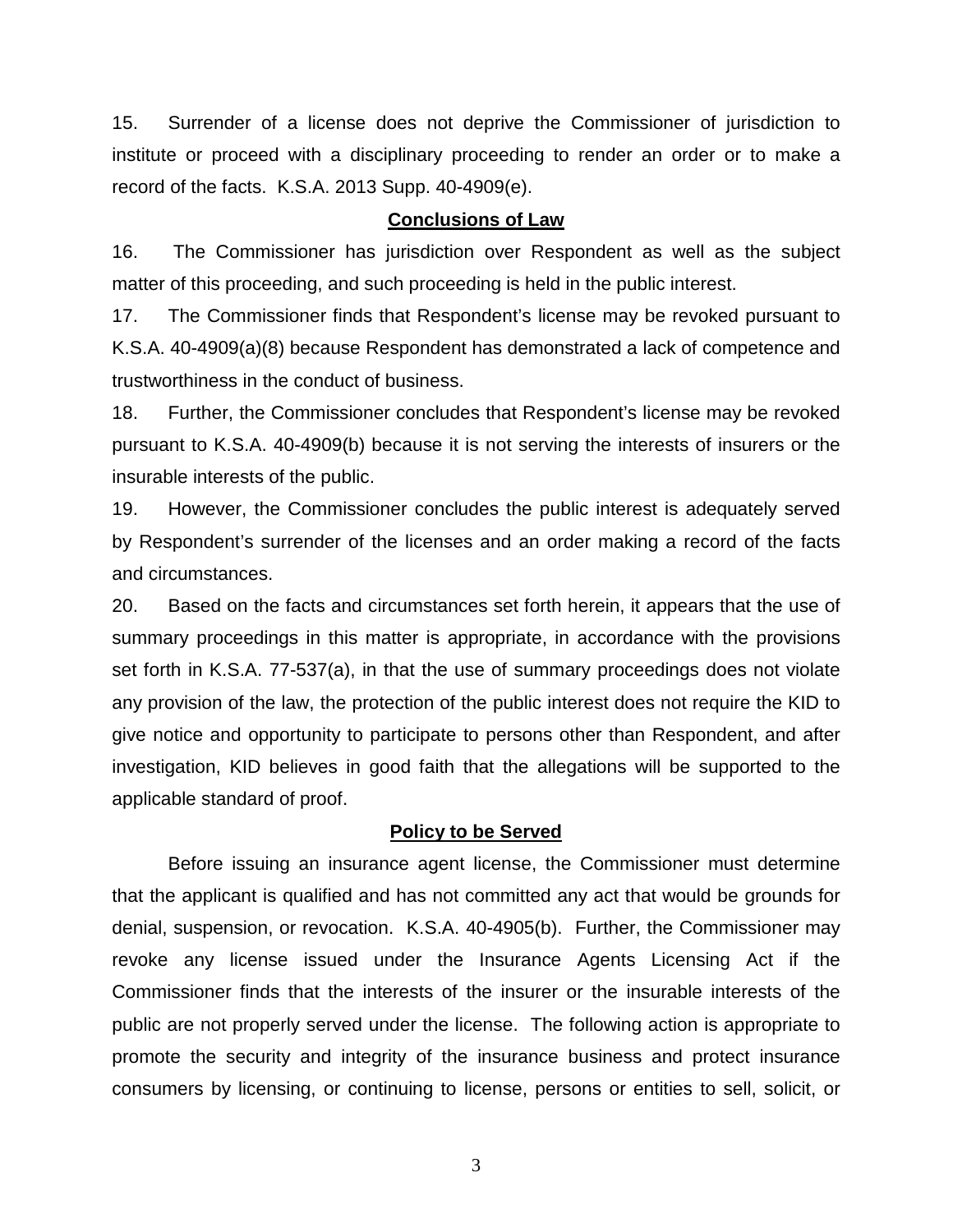15. Surrender of a license does not deprive the Commissioner of jurisdiction to institute or proceed with a disciplinary proceeding to render an order or to make a record of the facts. K.S.A. 2013 Supp. 40-4909(e).

## Conclusions of Law

16. The Commissioner has jurisdiction over Respondent as well as the subject matter of this proceeding, and such proceeding is held in the public interest.

17. The Commissioner finds that Respondent's license may be revoked pursuant to K.S.A. 40-4909(a)(8) because Respondent has demonstrated a lack of competence and trustworthiness in the conduct of business.

18. Further, the Commissioner concludes that Respondent's license may be revoked pursuant to K.S.A. 40-4909(b) because it is not serving the interests of insurers or the insurable interests of the public.

19. However, the Commissioner concludes the public interest is adequately served by Respondent's surrender of the licenses and an order making a record of the facts and circumstances.

20. Based on the facts and circumstances set forth herein, it appears that the use of summary proceedings in this matter is appropriate, in accordance with the provisions set forth in K.S.A. 77-537(a), in that the use of summary proceedings does not violate any provision of the law, the protection of the public interest does not require the KID to give notice and opportunity to participate to persons other than Respondent, and after investigation, KID believes in good faith that the allegations will be supported to the applicable standard of proof.

## Policy to be Served

Before issuing an insurance agent license, the Commissioner must determine that the applicant is qualified and has not committed any act that would be grounds for denial, suspension, or revocation. K.S.A. 40-4905(b). Further, the Commissioner may revoke any license issued under the Insurance Agents Licensing Act if the Commissioner finds that the interests of the insurer or the insurable interests of the public are not properly served under the license. The following action is appropriate to promote the security and integrity of the insurance business and protect insurance consumers by licensing, or continuing to license, persons or entities to sell, solicit, or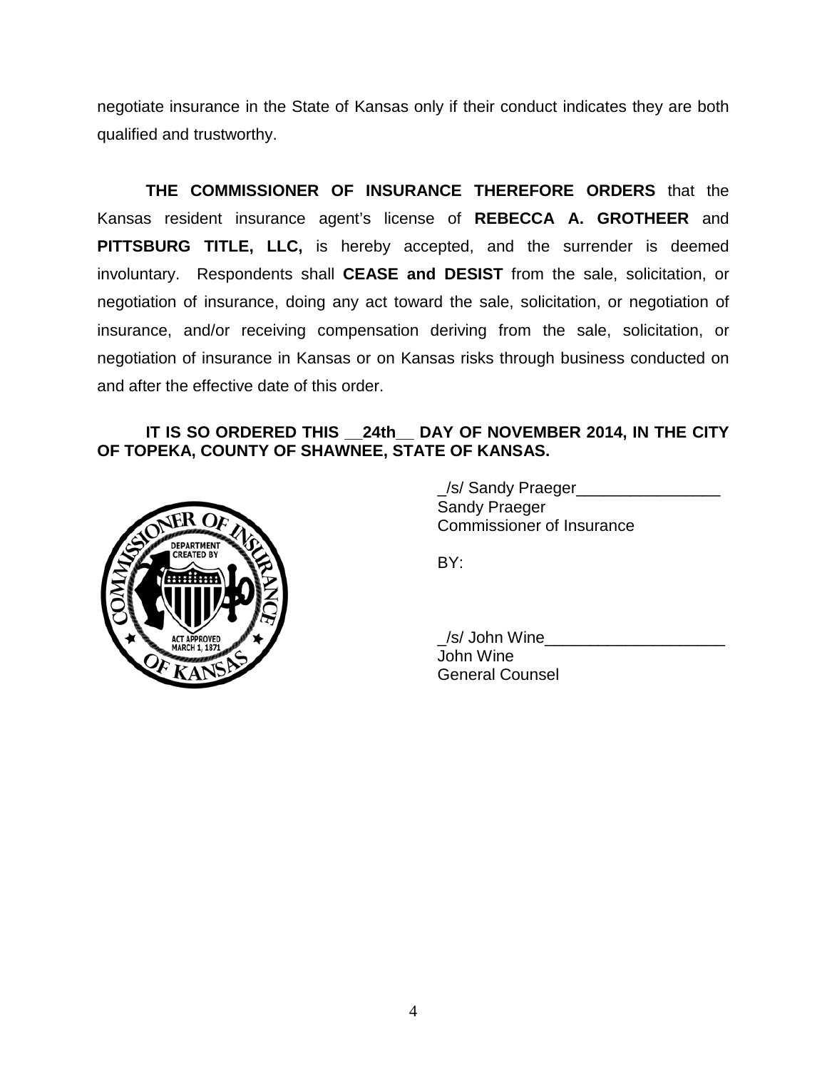negotiate insurance in the State of Kansas only if their conduct indicates they are both qualified and trustworthy.

**THE COMMISSIONER OF INSURANCE THEREFORE ORDERS** that the Kansas resident insurance agent's license of **REBECCA A. GROTHEER** and **PITTSBURG TITLE, LLC,** is hereby accepted, and the surrender is deemed involuntary. Respondents shall **CEASE and DESIST** from the sale, solicitation, or negotiation of insurance, doing any act toward the sale, solicitation, or negotiation of insurance, and/or receiving compensation deriving from the sale, solicitation, or negotiation of insurance in Kansas or on Kansas risks through business conducted on and after the effective date of this order.

**IT IS SO ORDERED THIS __24th__ DAY OF NOVEMBER 2014, IN THE CITY OF TOPEKA, COUNTY OF SHAWNEE, STATE OF KANSAS.**

_/s/ Sandy Praeger________________
Sandy Praeger
Commissioner of Insurance

BY:

_/s/ John Wine____________________
John Wine
General Counsel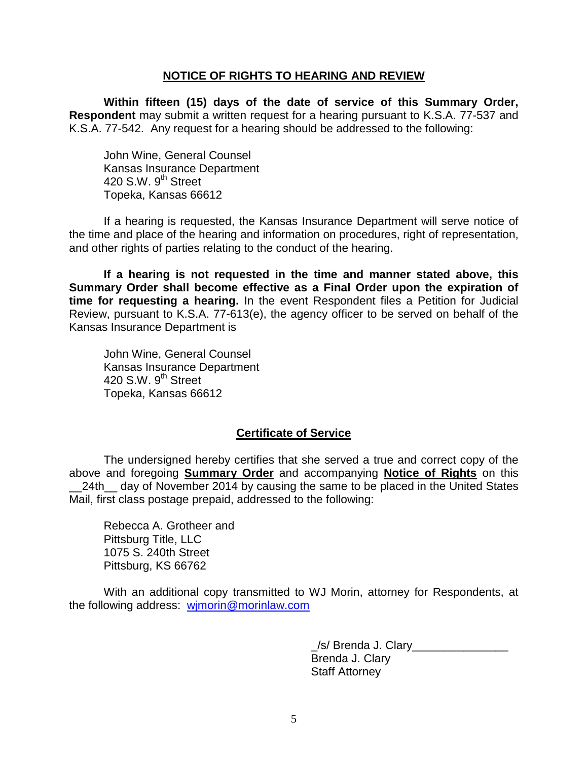## NOTICE OF RIGHTS TO HEARING AND REVIEW

**Within fifteen (15) days of the date of service of this Summary Order, Respondent** may submit a written request for a hearing pursuant to K.S.A. 77-537 and K.S.A. 77-542. Any request for a hearing should be addressed to the following:

John Wine, General Counsel  
Kansas Insurance Department  
420 S.W. 9th Street  
Topeka, Kansas 66612

If a hearing is requested, the Kansas Insurance Department will serve notice of the time and place of the hearing and information on procedures, right of representation, and other rights of parties relating to the conduct of the hearing.

**If a hearing is not requested in the time and manner stated above, this Summary Order shall become effective as a Final Order upon the expiration of time for requesting a hearing.** In the event Respondent files a Petition for Judicial Review, pursuant to K.S.A. 77-613(e), the agency officer to be served on behalf of the Kansas Insurance Department is

John Wine, General Counsel  
Kansas Insurance Department  
420 S.W. 9th Street  
Topeka, Kansas 66612

## Certificate of Service

The undersigned hereby certifies that she served a true and correct copy of the above and foregoing **Summary Order** and accompanying **Notice of Rights** on this __24th__ day of November 2014 by causing the same to be placed in the United States Mail, first class postage prepaid, addressed to the following:

Rebecca A. Grotheer and  
Pittsburg Title, LLC  
1075 S. 240th Street  
Pittsburg, KS 66762

With an additional copy transmitted to WJ Morin, attorney for Respondents, at the following address: wjmorin@morinlaw.com

_/s/ Brenda J. Clary_______________  
Brenda J. Clary  
Staff Attorney